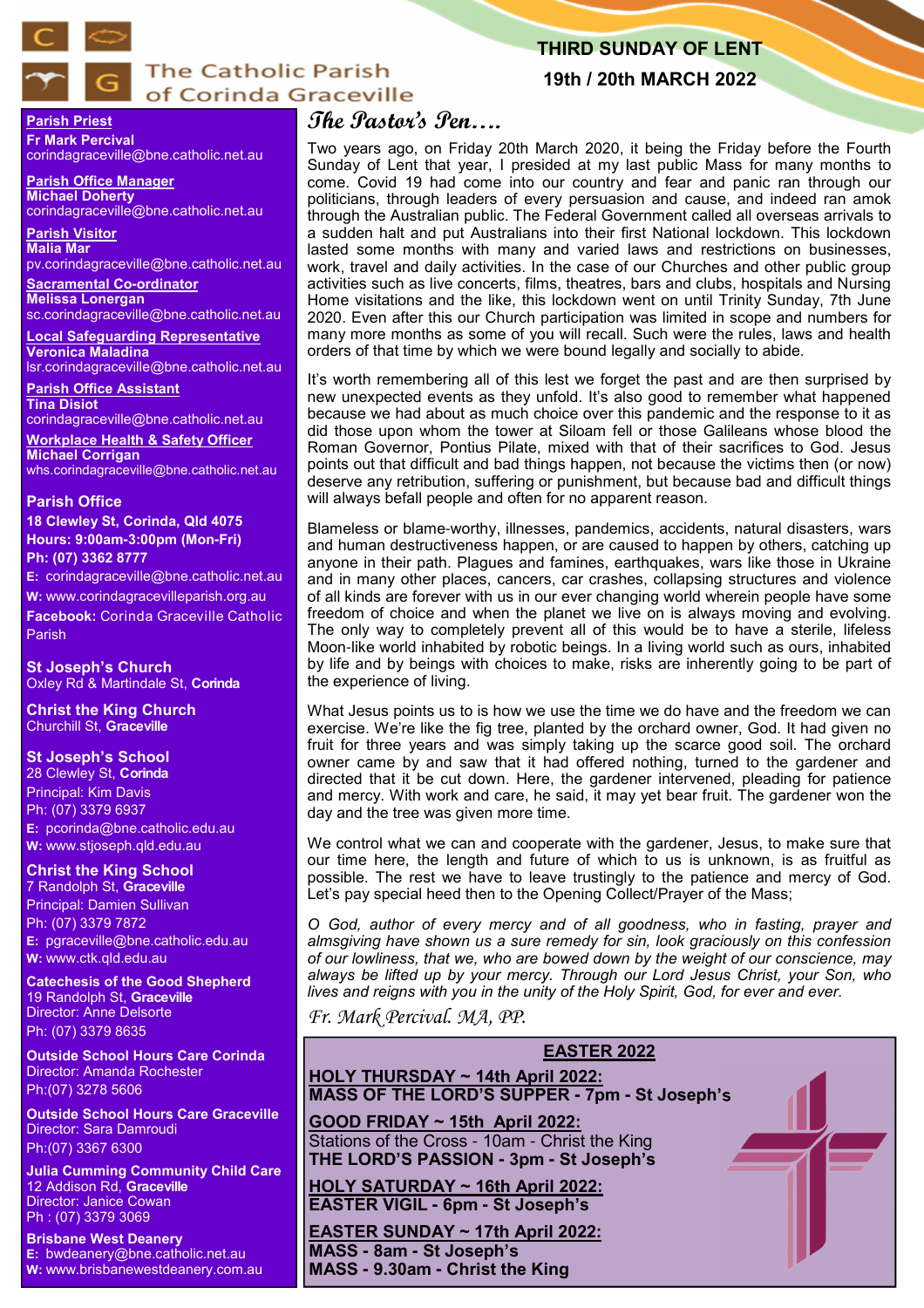# The Catholic Parish of Corinda Graceville

**THIRD SUNDAY OF LENT**

**19th / 20th MARCH 2022**

**Parish Priest**
**Fr Mark Percival**
corindagraceville@bne.catholic.net.au

**Parish Office Manager**
**Michael Doherty**
corindagraceville@bne.catholic.net.au

**Parish Visitor**
**Malia Mar**
pv.corindagraceville@bne.catholic.net.au

**Sacramental Co-ordinator**
**Melissa Lonergan**
sc.corindagraceville@bne.catholic.net.au

**Local Safeguarding Representative**
**Veronica Maladina**
lsr.corindagraceville@bne.catholic.net.au

**Parish Office Assistant**
**Tina Disiot**
corindagraceville@bne.catholic.net.au

**Workplace Health & Safety Officer**
**Michael Corrigan**
whs.corindagraceville@bne.catholic.net.au

**Parish Office**
**18 Clewley St, Corinda, Qld 4075**
**Hours: 9:00am-3:00pm (Mon-Fri)**
**Ph: (07) 3362 8777**
**E:** corindagraceville@bne.catholic.net.au
**W:** www.corindagracevilleparish.org.au
**Facebook:** Corinda Graceville Catholic Parish

**St Joseph's Church**
Oxley Rd & Martindale St, **Corinda**

**Christ the King Church**
Churchill St, **Graceville**

**St Joseph's School**
28 Clewley St, **Corinda**
Principal: Kim Davis
Ph: (07) 3379 6937
**E:** pcorinda@bne.catholic.edu.au
**W:** www.stjoseph.qld.edu.au

**Christ the King School**
7 Randolph St, **Graceville**
Principal: Damien Sullivan
Ph: (07) 3379 7872
**E:** pgraceville@bne.catholic.edu.au
**W:** www.ctk.qld.edu.au

**Catechesis of the Good Shepherd**
19 Randolph St, **Graceville**
Director: Anne Delsorte
Ph: (07) 3379 8635

**Outside School Hours Care Corinda**
Director: Amanda Rochester
Ph:(07) 3278 5606

**Outside School Hours Care Graceville**
Director: Sara Damroudi
Ph:(07) 3367 6300

**Julia Cumming Community Child Care**
12 Addison Rd, **Graceville**
Director: Janice Cowan
Ph : (07) 3379 3069

**Brisbane West Deanery**
**E:** bwdeanery@bne.catholic.net.au
**W:** www.brisbanewestdeanery.com.au

## The Pastor's Pen….

Two years ago, on Friday 20th March 2020, it being the Friday before the Fourth Sunday of Lent that year, I presided at my last public Mass for many months to come. Covid 19 had come into our country and fear and panic ran through our politicians, through leaders of every persuasion and cause, and indeed ran amok through the Australian public. The Federal Government called all overseas arrivals to a sudden halt and put Australians into their first National lockdown. This lockdown lasted some months with many and varied laws and restrictions on businesses, work, travel and daily activities. In the case of our Churches and other public group activities such as live concerts, films, theatres, bars and clubs, hospitals and Nursing Home visitations and the like, this lockdown went on until Trinity Sunday, 7th June 2020. Even after this our Church participation was limited in scope and numbers for many more months as some of you will recall. Such were the rules, laws and health orders of that time by which we were bound legally and socially to abide.

It's worth remembering all of this lest we forget the past and are then surprised by new unexpected events as they unfold. It's also good to remember what happened because we had about as much choice over this pandemic and the response to it as did those upon whom the tower at Siloam fell or those Galileans whose blood the Roman Governor, Pontius Pilate, mixed with that of their sacrifices to God. Jesus points out that difficult and bad things happen, not because the victims then (or now) deserve any retribution, suffering or punishment, but because bad and difficult things will always befall people and often for no apparent reason.

Blameless or blame-worthy, illnesses, pandemics, accidents, natural disasters, wars and human destructiveness happen, or are caused to happen by others, catching up anyone in their path. Plagues and famines, earthquakes, wars like those in Ukraine and in many other places, cancers, car crashes, collapsing structures and violence of all kinds are forever with us in our ever changing world wherein people have some freedom of choice and when the planet we live on is always moving and evolving. The only way to completely prevent all of this would be to have a sterile, lifeless Moon-like world inhabited by robotic beings. In a living world such as ours, inhabited by life and by beings with choices to make, risks are inherently going to be part of the experience of living.

What Jesus points us to is how we use the time we do have and the freedom we can exercise. We're like the fig tree, planted by the orchard owner, God. It had given no fruit for three years and was simply taking up the scarce good soil. The orchard owner came by and saw that it had offered nothing, turned to the gardener and directed that it be cut down. Here, the gardener intervened, pleading for patience and mercy. With work and care, he said, it may yet bear fruit. The gardener won the day and the tree was given more time.

We control what we can and cooperate with the gardener, Jesus, to make sure that our time here, the length and future of which to us is unknown, is as fruitful as possible. The rest we have to leave trustingly to the patience and mercy of God. Let's pay special heed then to the Opening Collect/Prayer of the Mass;

*O God, author of every mercy and of all goodness, who in fasting, prayer and almsgiving have shown us a sure remedy for sin, look graciously on this confession of our lowliness, that we, who are bowed down by the weight of our conscience, may always be lifted up by your mercy. Through our Lord Jesus Christ, your Son, who lives and reigns with you in the unity of the Holy Spirit, God, for ever and ever.*

*Fr. Mark Percival. MA, PP.*

## EASTER 2022

**HOLY THURSDAY ~ 14th April 2022:**
**MASS OF THE LORD'S SUPPER - 7pm - St Joseph's**

**GOOD FRIDAY ~ 15th April 2022:**
Stations of the Cross - 10am - Christ the King
**THE LORD'S PASSION - 3pm - St Joseph's**

**HOLY SATURDAY ~ 16th April 2022:**
**EASTER VIGIL - 6pm - St Joseph's**

**EASTER SUNDAY ~ 17th April 2022:**
**MASS - 8am - St Joseph's**
**MASS - 9.30am - Christ the King**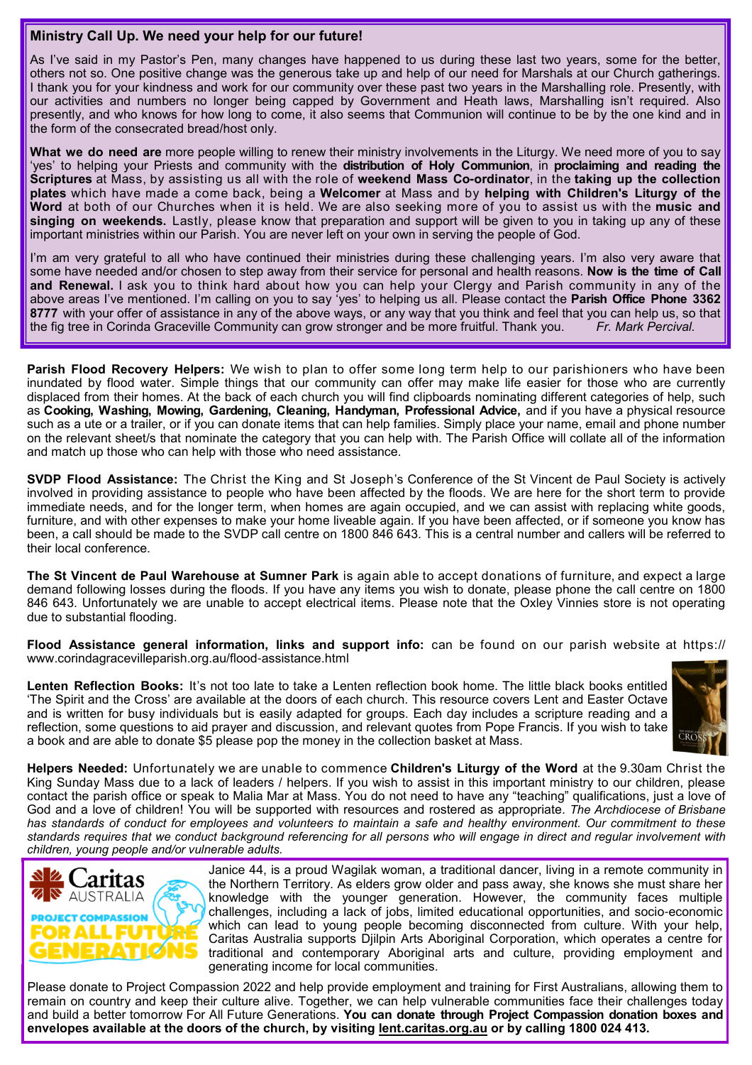## Ministry Call Up. We need your help for our future!

As I've said in my Pastor's Pen, many changes have happened to us during these last two years, some for the better, others not so. One positive change was the generous take up and help of our need for Marshals at our Church gatherings. I thank you for your kindness and work for our community over these past two years in the Marshalling role. Presently, with our activities and numbers no longer being capped by Government and Heath laws, Marshalling isn't required. Also presently, and who knows for how long to come, it also seems that Communion will continue to be by the one kind and in the form of the consecrated bread/host only.

**What we do need are** more people willing to renew their ministry involvements in the Liturgy. We need more of you to say 'yes' to helping your Priests and community with the **distribution of Holy Communion**, in **proclaiming and reading the Scriptures** at Mass, by assisting us all with the role of **weekend Mass Co-ordinator**, in the **taking up the collection plates** which have made a come back, being a **Welcomer** at Mass and by **helping with Children's Liturgy of the Word** at both of our Churches when it is held. We are also seeking more of you to assist us with the **music and singing on weekends.** Lastly, please know that preparation and support will be given to you in taking up any of these important ministries within our Parish. You are never left on your own in serving the people of God.

I'm am very grateful to all who have continued their ministries during these challenging years. I'm also very aware that some have needed and/or chosen to step away from their service for personal and health reasons. **Now is the time of Call and Renewal.** I ask you to think hard about how you can help your Clergy and Parish community in any of the above areas I've mentioned. I'm calling on you to say 'yes' to helping us all. Please contact the **Parish Office Phone 3362 8777** with your offer of assistance in any of the above ways, or any way that you think and feel that you can help us, so that the fig tree in Corinda Graceville Community can grow stronger and be more fruitful. Thank you. *Fr. Mark Percival.*

**Parish Flood Recovery Helpers:** We wish to plan to offer some long term help to our parishioners who have been inundated by flood water. Simple things that our community can offer may make life easier for those who are currently displaced from their homes. At the back of each church you will find clipboards nominating different categories of help, such as **Cooking, Washing, Mowing, Gardening, Cleaning, Handyman, Professional Advice,** and if you have a physical resource such as a ute or a trailer, or if you can donate items that can help families. Simply place your name, email and phone number on the relevant sheet/s that nominate the category that you can help with. The Parish Office will collate all of the information and match up those who can help with those who need assistance.

**SVDP Flood Assistance:** The Christ the King and St Joseph's Conference of the St Vincent de Paul Society is actively involved in providing assistance to people who have been affected by the floods. We are here for the short term to provide immediate needs, and for the longer term, when homes are again occupied, and we can assist with replacing white goods, furniture, and with other expenses to make your home liveable again. If you have been affected, or if someone you know has been, a call should be made to the SVDP call centre on 1800 846 643. This is a central number and callers will be referred to their local conference.

**The St Vincent de Paul Warehouse at Sumner Park** is again able to accept donations of furniture, and expect a large demand following losses during the floods. If you have any items you wish to donate, please phone the call centre on 1800 846 643. Unfortunately we are unable to accept electrical items. Please note that the Oxley Vinnies store is not operating due to substantial flooding.

**Flood Assistance general information, links and support info:** can be found on our parish website at https://www.corindagracevilleparish.org.au/flood-assistance.html

**Lenten Reflection Books:** It's not too late to take a Lenten reflection book home. The little black books entitled 'The Spirit and the Cross' are available at the doors of each church. This resource covers Lent and Easter Octave and is written for busy individuals but is easily adapted for groups. Each day includes a scripture reading and a reflection, some questions to aid prayer and discussion, and relevant quotes from Pope Francis. If you wish to take a book and are able to donate $5 please pop the money in the collection basket at Mass.

**Helpers Needed:** Unfortunately we are unable to commence **Children's Liturgy of the Word** at the 9.30am Christ the King Sunday Mass due to a lack of leaders / helpers. If you wish to assist in this important ministry to our children, please contact the parish office or speak to Malia Mar at Mass. You do not need to have any "teaching" qualifications, just a love of God and a love of children! You will be supported with resources and rostered as appropriate. *The Archdiocese of Brisbane has standards of conduct for employees and volunteers to maintain a safe and healthy environment. Our commitment to these standards requires that we conduct background referencing for all persons who will engage in direct and regular involvement with children, young people and/or vulnerable adults.*

Caritas Australia – Project Compassion – For All Future Generations

Janice 44, is a proud Wagilak woman, a traditional dancer, living in a remote community in the Northern Territory. As elders grow older and pass away, she knows she must share her knowledge with the younger generation. However, the community faces multiple challenges, including a lack of jobs, limited educational opportunities, and socio-economic which can lead to young people becoming disconnected from culture. With your help, Caritas Australia supports Djilpin Arts Aboriginal Corporation, which operates a centre for traditional and contemporary Aboriginal arts and culture, providing employment and generating income for local communities.

Please donate to Project Compassion 2022 and help provide employment and training for First Australians, allowing them to remain on country and keep their culture alive. Together, we can help vulnerable communities face their challenges today and build a better tomorrow For All Future Generations. **You can donate through Project Compassion donation boxes and envelopes available at the doors of the church, by visiting lent.caritas.org.au or by calling 1800 024 413.**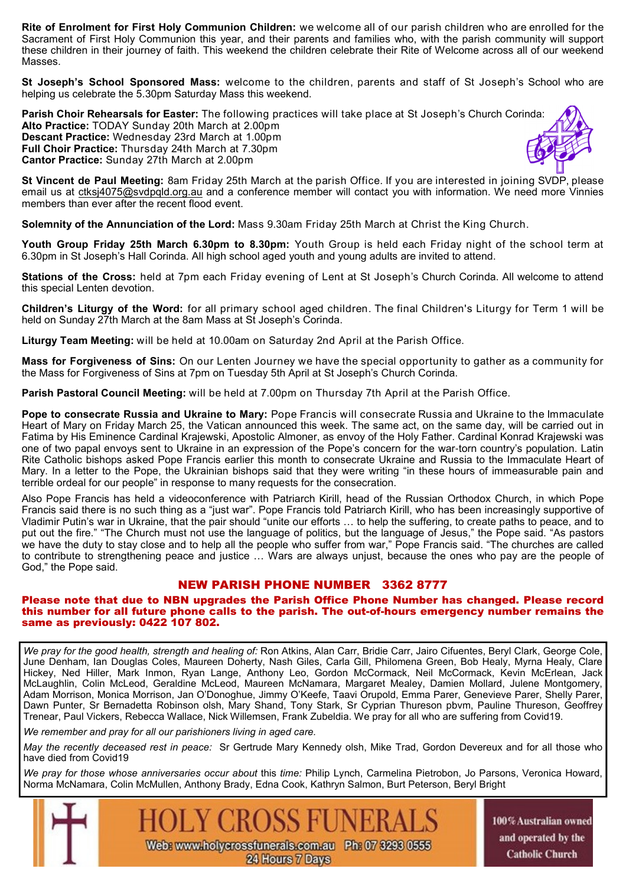**Rite of Enrolment for First Holy Communion Children:** we welcome all of our parish children who are enrolled for the Sacrament of First Holy Communion this year, and their parents and families who, with the parish community will support these children in their journey of faith. This weekend the children celebrate their Rite of Welcome across all of our weekend Masses.

**St Joseph's School Sponsored Mass:** welcome to the children, parents and staff of St Joseph's School who are helping us celebrate the 5.30pm Saturday Mass this weekend.

**Parish Choir Rehearsals for Easter:** The following practices will take place at St Joseph's Church Corinda:
**Alto Practice:** TODAY Sunday 20th March at 2.00pm
**Descant Practice:** Wednesday 23rd March at 1.00pm
**Full Choir Practice:** Thursday 24th March at 7.30pm
**Cantor Practice:** Sunday 27th March at 2.00pm

**St Vincent de Paul Meeting:** 8am Friday 25th March at the parish Office. If you are interested in joining SVDP, please email us at ctksj4075@svdpqld.org.au and a conference member will contact you with information. We need more Vinnies members than ever after the recent flood event.

**Solemnity of the Annunciation of the Lord:** Mass 9.30am Friday 25th March at Christ the King Church.

**Youth Group Friday 25th March 6.30pm to 8.30pm:** Youth Group is held each Friday night of the school term at 6.30pm in St Joseph's Hall Corinda. All high school aged youth and young adults are invited to attend.

**Stations of the Cross:** held at 7pm each Friday evening of Lent at St Joseph's Church Corinda. All welcome to attend this special Lenten devotion.

**Children's Liturgy of the Word:** for all primary school aged children. The final Children's Liturgy for Term 1 will be held on Sunday 27th March at the 8am Mass at St Joseph's Corinda.

**Liturgy Team Meeting:** will be held at 10.00am on Saturday 2nd April at the Parish Office.

**Mass for Forgiveness of Sins:** On our Lenten Journey we have the special opportunity to gather as a community for the Mass for Forgiveness of Sins at 7pm on Tuesday 5th April at St Joseph's Church Corinda.

**Parish Pastoral Council Meeting:** will be held at 7.00pm on Thursday 7th April at the Parish Office.

**Pope to consecrate Russia and Ukraine to Mary:** Pope Francis will consecrate Russia and Ukraine to the Immaculate Heart of Mary on Friday March 25, the Vatican announced this week. The same act, on the same day, will be carried out in Fatima by His Eminence Cardinal Krajewski, Apostolic Almoner, as envoy of the Holy Father. Cardinal Konrad Krajewski was one of two papal envoys sent to Ukraine in an expression of the Pope's concern for the war-torn country's population. Latin Rite Catholic bishops asked Pope Francis earlier this month to consecrate Ukraine and Russia to the Immaculate Heart of Mary. In a letter to the Pope, the Ukrainian bishops said that they were writing "in these hours of immeasurable pain and terrible ordeal for our people" in response to many requests for the consecration.

Also Pope Francis has held a videoconference with Patriarch Kirill, head of the Russian Orthodox Church, in which Pope Francis said there is no such thing as a "just war". Pope Francis told Patriarch Kirill, who has been increasingly supportive of Vladimir Putin's war in Ukraine, that the pair should "unite our efforts … to help the suffering, to create paths to peace, and to put out the fire." "The Church must not use the language of politics, but the language of Jesus," the Pope said. "As pastors we have the duty to stay close and to help all the people who suffer from war," Pope Francis said. "The churches are called to contribute to strengthening peace and justice … Wars are always unjust, because the ones who pay are the people of God," the Pope said.

## NEW PARISH PHONE NUMBER 3362 8777

**Please note that due to NBN upgrades the Parish Office Phone Number has changed. Please record this number for all future phone calls to the parish. The out-of-hours emergency number remains the same as previously: 0422 107 802.**

*We pray for the good health, strength and healing of:* Ron Atkins, Alan Carr, Bridie Carr, Jairo Cifuentes, Beryl Clark, George Cole, June Denham, Ian Douglas Coles, Maureen Doherty, Nash Giles, Carla Gill, Philomena Green, Bob Healy, Myrna Healy, Clare Hickey, Ned Hiller, Mark Inmon, Ryan Lange, Anthony Leo, Gordon McCormack, Neil McCormack, Kevin McErlean, Jack McLaughlin, Colin McLeod, Geraldine McLeod, Maureen McNamara, Margaret Mealey, Damien Mollard, Julene Montgomery, Adam Morrison, Monica Morrison, Jan O'Donoghue, Jimmy O'Keefe, Taavi Orupold, Emma Parer, Genevieve Parer, Shelly Parer, Dawn Punter, Sr Bernadetta Robinson olsh, Mary Shand, Tony Stark, Sr Cyprian Thureson pbvm, Pauline Thureson, Geoffrey Trenear, Paul Vickers, Rebecca Wallace, Nick Willemsen, Frank Zubeldia. We pray for all who are suffering from Covid19.

*We remember and pray for all our parishioners living in aged care.*

*May the recently deceased rest in peace:* Sr Gertrude Mary Kennedy olsh, Mike Trad, Gordon Devereux and for all those who have died from Covid19

*We pray for those whose anniversaries occur about* this *time:* Philip Lynch, Carmelina Pietrobon, Jo Parsons, Veronica Howard, Norma McNamara, Colin McMullen, Anthony Brady, Edna Cook, Kathryn Salmon, Burt Peterson, Beryl Bright

HOLY CROSS FUNERALS
Web: www.holycrossfunerals.com.au Ph: 07 3293 0555
24 Hours 7 Days
100% Australian owned and operated by the Catholic Church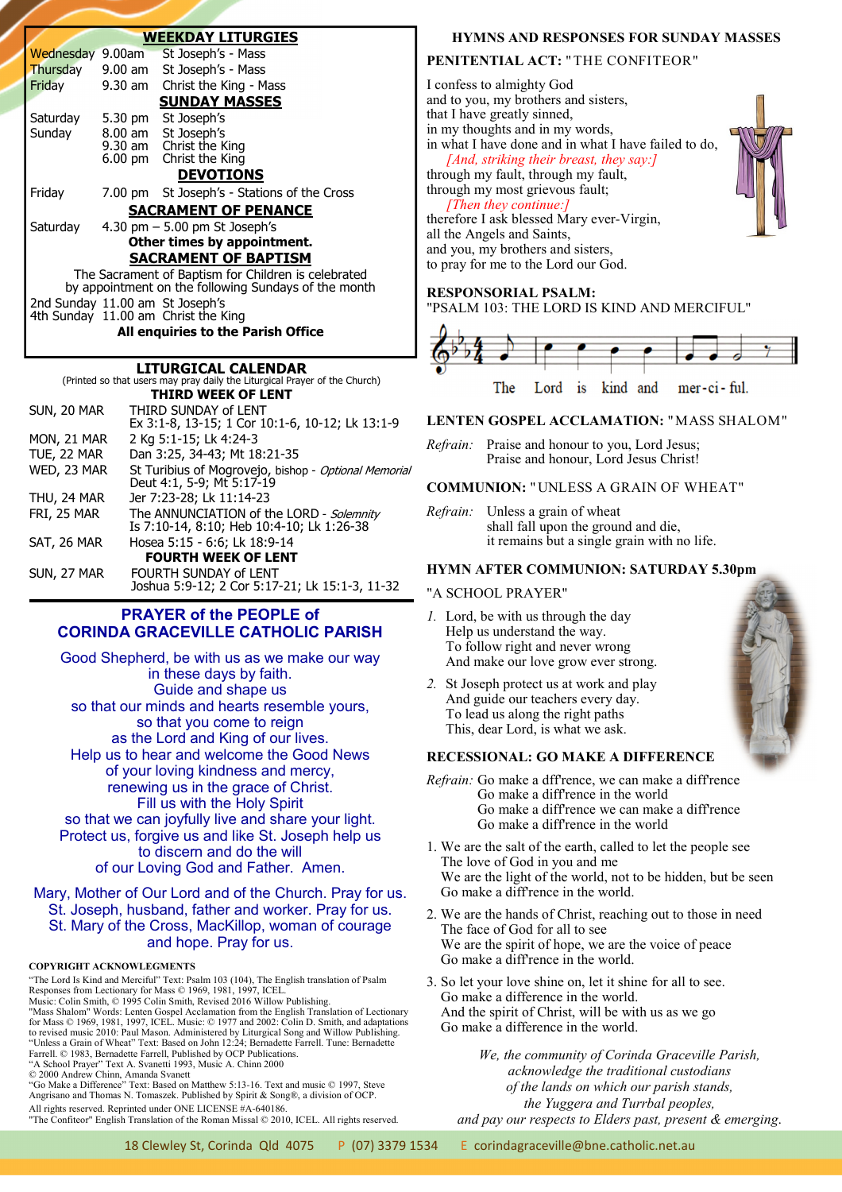## WEEKDAY LITURGIES

| | | |
|---|---|---|
| Wednesday | 9.00am | St Joseph's - Mass |
| Thursday | 9.00 am | St Joseph's - Mass |
| Friday | 9.30 am | Christ the King - Mass |

## SUNDAY MASSES

| | | |
|---|---|---|
| Saturday | 5.30 pm | St Joseph's |
| Sunday | 8.00 am | St Joseph's |
| | 9.30 am | Christ the King |
| | 6.00 pm | Christ the King |

## DEVOTIONS

| | | |
|---|---|---|
| Friday | 7.00 pm | St Joseph's - Stations of the Cross |

## SACRAMENT OF PENANCE

Saturday 4.30 pm – 5.00 pm St Joseph's

**Other times by appointment.**

## SACRAMENT OF BAPTISM

The Sacrament of Baptism for Children is celebrated by appointment on the following Sundays of the month

2nd Sunday 11.00 am St Joseph's
4th Sunday 11.00 am Christ the King

**All enquiries to the Parish Office**

## LITURGICAL CALENDAR

(Printed so that users may pray daily the Liturgical Prayer of the Church)

**THIRD WEEK OF LENT**

| | |
|---|---|
| SUN, 20 MAR | THIRD SUNDAY of LENT<br>Ex 3:1-8, 13-15; 1 Cor 10:1-6, 10-12; Lk 13:1-9 |
| MON, 21 MAR | 2 Kg 5:1-15; Lk 4:24-3 |
| TUE, 22 MAR | Dan 3:25, 34-43; Mt 18:21-35 |
| WED, 23 MAR | St Turibius of Mogrovejo, bishop - *Optional Memorial*<br>Deut 4:1, 5-9; Mt 5:17-19 |
| THU, 24 MAR | Jer 7:23-28; Lk 11:14-23 |
| FRI, 25 MAR | The ANNUNCIATION of the LORD - *Solemnity*<br>Is 7:10-14, 8:10; Heb 10:4-10; Lk 1:26-38 |
| SAT, 26 MAR | Hosea 5:15 - 6:6; Lk 18:9-14 |

**FOURTH WEEK OF LENT**

| | |
|---|---|
| SUN, 27 MAR | FOURTH SUNDAY of LENT<br>Joshua 5:9-12; 2 Cor 5:17-21; Lk 15:1-3, 11-32 |

## PRAYER of the PEOPLE of CORINDA GRACEVILLE CATHOLIC PARISH

Good Shepherd, be with us as we make our way
in these days by faith.
Guide and shape us
so that our minds and hearts resemble yours,
so that you come to reign
as the Lord and King of our lives.
Help us to hear and welcome the Good News
of your loving kindness and mercy,
renewing us in the grace of Christ.
Fill us with the Holy Spirit
so that we can joyfully live and share your light.
Protect us, forgive us and like St. Joseph help us
to discern and do the will
of our Loving God and Father. Amen.

Mary, Mother of Our Lord and of the Church. Pray for us.
St. Joseph, husband, father and worker. Pray for us.
St. Mary of the Cross, MacKillop, woman of courage and hope. Pray for us.

**COPYRIGHT ACKNOWLEDGMENTS**

"The Lord Is Kind and Merciful" Text: Psalm 103 (104), The English translation of Psalm Responses from Lectionary for Mass © 1969, 1981, 1997, ICEL.
Music: Colin Smith, © 1995 Colin Smith, Revised 2016 Willow Publishing.
"Mass Shalom" Words: Lenten Gospel Acclamation from the English Translation of Lectionary for Mass © 1969, 1981, 1997, ICEL. Music: © 1977 and 2002: Colin D. Smith, and adaptations to revised music 2010: Paul Mason. Administered by Liturgical Song and Willow Publishing.
"Unless a Grain of Wheat" Text: Based on John 12:24; Bernadette Farrell. Tune: Bernadette Farrell. © 1983, Bernadette Farrell, Published by OCP Publications.
"A School Prayer" Text A. Svanetti 1993, Music A. Chinn 2000
© 2000 Andrew Chinn, Amanda Svanett
"Go Make a Difference" Text: Based on Matthew 5:13-16. Text and music © 1997, Steve Angrisano and Thomas N. Tomaszek. Published by Spirit & Song®, a division of OCP.
All rights reserved. Reprinted under ONE LICENSE #A-640186.
"The Confiteor" English Translation of the Roman Missal © 2010, ICEL. All rights reserved.

## HYMNS AND RESPONSES FOR SUNDAY MASSES

**PENITENTIAL ACT:** "THE CONFITEOR"

I confess to almighty God
and to you, my brothers and sisters,
that I have greatly sinned,
in my thoughts and in my words,
in what I have done and in what I have failed to do,
*[And, striking their breast, they say:]*
through my fault, through my fault,
through my most grievous fault;
*[Then they continue:]*
therefore I ask blessed Mary ever-Virgin,
all the Angels and Saints,
and you, my brothers and sisters,
to pray for me to the Lord our God.

**RESPONSORIAL PSALM:**
"PSALM 103: THE LORD IS KIND AND MERCIFUL"

The Lord is kind and mer-ci-ful.

**LENTEN GOSPEL ACCLAMATION:** "MASS SHALOM"

*Refrain:* Praise and honour to you, Lord Jesus;
Praise and honour, Lord Jesus Christ!

**COMMUNION:** "UNLESS A GRAIN OF WHEAT"

*Refrain:* Unless a grain of wheat
shall fall upon the ground and die,
it remains but a single grain with no life.

**HYMN AFTER COMMUNION: SATURDAY 5.30pm**

"A SCHOOL PRAYER"

1. Lord, be with us through the day
Help us understand the way.
To follow right and never wrong
And make our love grow ever strong.

2. St Joseph protect us at work and play
And guide our teachers every day.
To lead us along the right paths
This, dear Lord, is what we ask.

**RECESSIONAL: GO MAKE A DIFFERENCE**

*Refrain:* Go make a diff'rence, we can make a diff'rence
Go make a diff'rence in the world
Go make a diff'rence we can make a diff'rence
Go make a diff'rence in the world

1. We are the salt of the earth, called to let the people see
The love of God in you and me
We are the light of the world, not to be hidden, but be seen
Go make a diff'rence in the world.

2. We are the hands of Christ, reaching out to those in need
The face of God for all to see
We are the spirit of hope, we are the voice of peace
Go make a diff'rence in the world.

3. So let your love shine on, let it shine for all to see.
Go make a difference in the world.
And the spirit of Christ, will be with us as we go
Go make a difference in the world.

*We, the community of Corinda Graceville Parish,*
*acknowledge the traditional custodians*
*of the lands on which our parish stands,*
*the Yuggera and Turrbal peoples,*
*and pay our respects to Elders past, present & emerging.*

18 Clewley St, Corinda Qld 4075 P (07) 3379 1534 E corindagraceville@bne.catholic.net.au